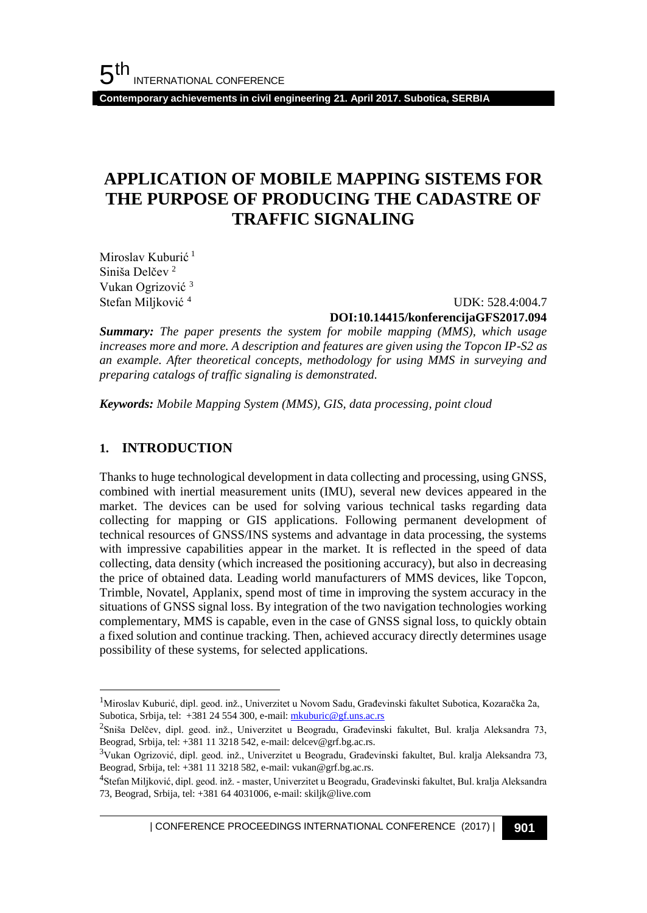# APPLICATION OF MOBILE MAPPING SISTEMS FOR THE PURPOSE OF PRODUCING THE CADASTRE OF TRAFFIC SIGNALING

Miroslav Kuburić [1]
Siniša Delčev [2]
Vukan Ogrizović [3]
Stefan Miljković [4]

UDK: 528.4:004.7
**DOI:10.14415/konferencijaGFS2017.094**

***Summary:*** *The paper presents the system for mobile mapping (MMS), which usage increases more and more. A description and features are given using the Topcon IP-S2 as an example. After theoretical concepts, methodology for using MMS in surveying and preparing catalogs of traffic signaling is demonstrated.*

***Keywords:*** *Mobile Mapping System (MMS), GIS, data processing, point cloud*

## 1. INTRODUCTION

Thanks to huge technological development in data collecting and processing, using GNSS, combined with inertial measurement units (IMU), several new devices appeared in the market. The devices can be used for solving various technical tasks regarding data collecting for mapping or GIS applications. Following permanent development of technical resources of GNSS/INS systems and advantage in data processing, the systems with impressive capabilities appear in the market. It is reflected in the speed of data collecting, data density (which increased the positioning accuracy), but also in decreasing the price of obtained data. Leading world manufacturers of MMS devices, like Topcon, Trimble, Novatel, Applanix, spend most of time in improving the system accuracy in the situations of GNSS signal loss. By integration of the two navigation technologies working complementary, MMS is capable, even in the case of GNSS signal loss, to quickly obtain a fixed solution and continue tracking. Then, achieved accuracy directly determines usage possibility of these systems, for selected applications.

---

[1] Miroslav Kuburić, dipl. geod. inž., Univerzitet u Novom Sadu, Građevinski fakultet Subotica, Kozaračka 2a, Subotica, Srbija, tel: +381 24 554 300, e-mail: mkuburic@gf.uns.ac.rs

[2] Siniša Delčev, dipl. geod. inž., Univerzitet u Beogradu, Građevinski fakultet, Bul. kralja Aleksandra 73, Beograd, Srbija, tel: +381 11 3218 542, e-mail: delcev@grf.bg.ac.rs.

[3] Vukan Ogrizović, dipl. geod. inž., Univerzitet u Beogradu, Građevinski fakultet, Bul. kralja Aleksandra 73, Beograd, Srbija, tel: +381 11 3218 582, e-mail: vukan@grf.bg.ac.rs.

[4] Stefan Miljković, dipl. geod. inž. - master, Univerzitet u Beogradu, Građevinski fakultet, Bul. kralja Aleksandra 73, Beograd, Srbija, tel: +381 64 4031006, e-mail: skiljk@live.com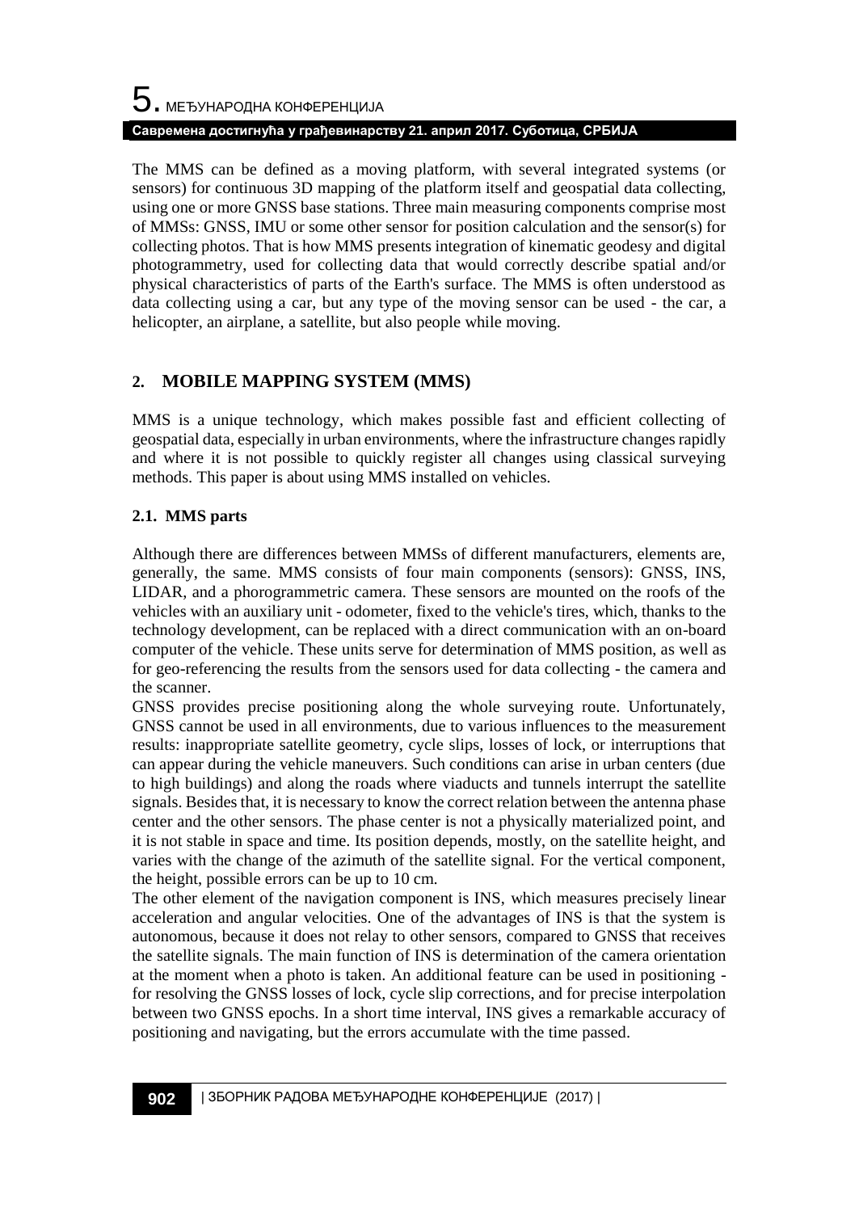The MMS can be defined as a moving platform, with several integrated systems (or sensors) for continuous 3D mapping of the platform itself and geospatial data collecting, using one or more GNSS base stations. Three main measuring components comprise most of MMSs: GNSS, IMU or some other sensor for position calculation and the sensor(s) for collecting photos. That is how MMS presents integration of kinematic geodesy and digital photogrammetry, used for collecting data that would correctly describe spatial and/or physical characteristics of parts of the Earth's surface. The MMS is often understood as data collecting using a car, but any type of the moving sensor can be used - the car, a helicopter, an airplane, a satellite, but also people while moving.

## 2. MOBILE MAPPING SYSTEM (MMS)

MMS is a unique technology, which makes possible fast and efficient collecting of geospatial data, especially in urban environments, where the infrastructure changes rapidly and where it is not possible to quickly register all changes using classical surveying methods. This paper is about using MMS installed on vehicles.

### 2.1. MMS parts

Although there are differences between MMSs of different manufacturers, elements are, generally, the same. MMS consists of four main components (sensors): GNSS, INS, LIDAR, and a phorogrammetric camera. These sensors are mounted on the roofs of the vehicles with an auxiliary unit - odometer, fixed to the vehicle's tires, which, thanks to the technology development, can be replaced with a direct communication with an on-board computer of the vehicle. These units serve for determination of MMS position, as well as for geo-referencing the results from the sensors used for data collecting - the camera and the scanner.

GNSS provides precise positioning along the whole surveying route. Unfortunately, GNSS cannot be used in all environments, due to various influences to the measurement results: inappropriate satellite geometry, cycle slips, losses of lock, or interruptions that can appear during the vehicle maneuvers. Such conditions can arise in urban centers (due to high buildings) and along the roads where viaducts and tunnels interrupt the satellite signals. Besides that, it is necessary to know the correct relation between the antenna phase center and the other sensors. The phase center is not a physically materialized point, and it is not stable in space and time. Its position depends, mostly, on the satellite height, and varies with the change of the azimuth of the satellite signal. For the vertical component, the height, possible errors can be up to 10 cm.

The other element of the navigation component is INS, which measures precisely linear acceleration and angular velocities. One of the advantages of INS is that the system is autonomous, because it does not relay to other sensors, compared to GNSS that receives the satellite signals. The main function of INS is determination of the camera orientation at the moment when a photo is taken. An additional feature can be used in positioning - for resolving the GNSS losses of lock, cycle slip corrections, and for precise interpolation between two GNSS epochs. In a short time interval, INS gives a remarkable accuracy of positioning and navigating, but the errors accumulate with the time passed.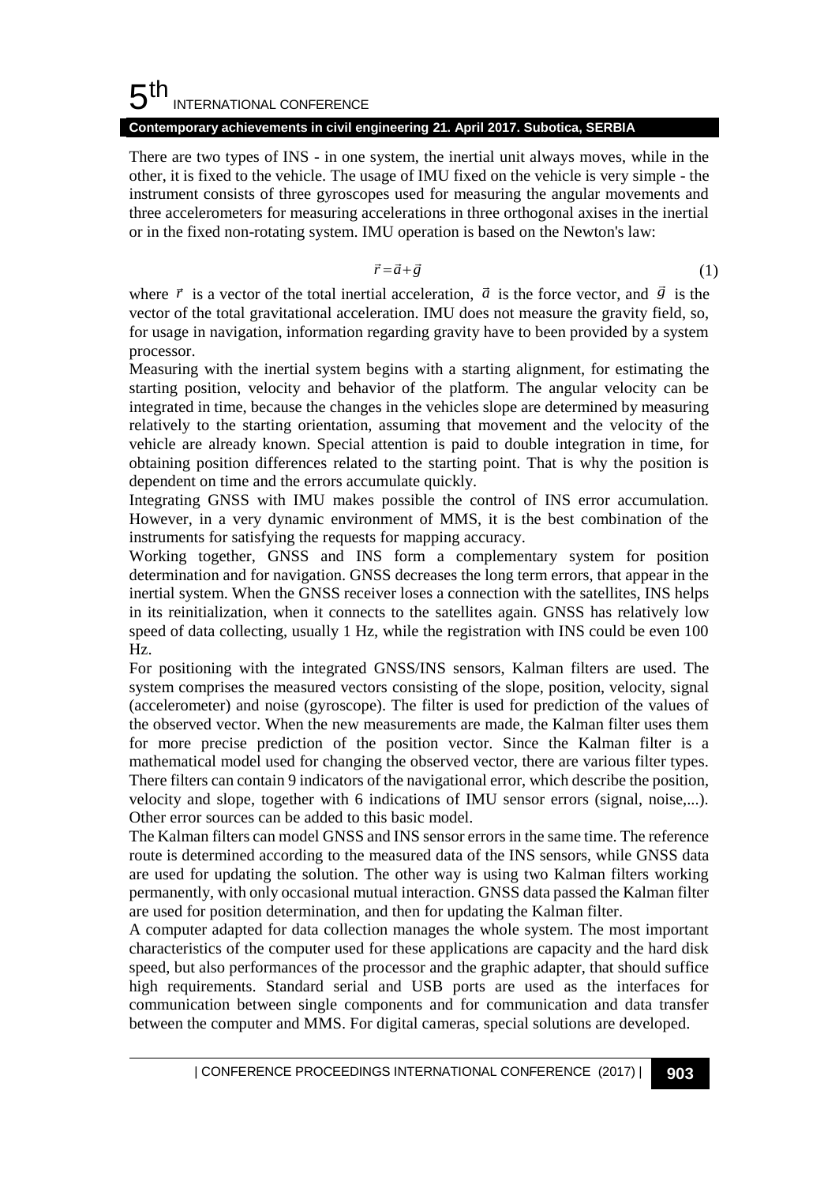There are two types of INS - in one system, the inertial unit always moves, while in the other, it is fixed to the vehicle. The usage of IMU fixed on the vehicle is very simple - the instrument consists of three gyroscopes used for measuring the angular movements and three accelerometers for measuring accelerations in three orthogonal axises in the inertial or in the fixed non-rotating system. IMU operation is based on the Newton's law:

$$\vec{r} = \vec{a} + \vec{g} \tag{1}$$

where $\vec{r}$ is a vector of the total inertial acceleration, $\vec{a}$ is the force vector, and $\vec{g}$ is the vector of the total gravitational acceleration. IMU does not measure the gravity field, so, for usage in navigation, information regarding gravity have to been provided by a system processor.

Measuring with the inertial system begins with a starting alignment, for estimating the starting position, velocity and behavior of the platform. The angular velocity can be integrated in time, because the changes in the vehicles slope are determined by measuring relatively to the starting orientation, assuming that movement and the velocity of the vehicle are already known. Special attention is paid to double integration in time, for obtaining position differences related to the starting point. That is why the position is dependent on time and the errors accumulate quickly.

Integrating GNSS with IMU makes possible the control of INS error accumulation. However, in a very dynamic environment of MMS, it is the best combination of the instruments for satisfying the requests for mapping accuracy.

Working together, GNSS and INS form a complementary system for position determination and for navigation. GNSS decreases the long term errors, that appear in the inertial system. When the GNSS receiver loses a connection with the satellites, INS helps in its reinitialization, when it connects to the satellites again. GNSS has relatively low speed of data collecting, usually 1 Hz, while the registration with INS could be even 100 Hz.

For positioning with the integrated GNSS/INS sensors, Kalman filters are used. The system comprises the measured vectors consisting of the slope, position, velocity, signal (accelerometer) and noise (gyroscope). The filter is used for prediction of the values of the observed vector. When the new measurements are made, the Kalman filter uses them for more precise prediction of the position vector. Since the Kalman filter is a mathematical model used for changing the observed vector, there are various filter types. There filters can contain 9 indicators of the navigational error, which describe the position, velocity and slope, together with 6 indications of IMU sensor errors (signal, noise,...). Other error sources can be added to this basic model.

The Kalman filters can model GNSS and INS sensor errors in the same time. The reference route is determined according to the measured data of the INS sensors, while GNSS data are used for updating the solution. The other way is using two Kalman filters working permanently, with only occasional mutual interaction. GNSS data passed the Kalman filter are used for position determination, and then for updating the Kalman filter.

A computer adapted for data collection manages the whole system. The most important characteristics of the computer used for these applications are capacity and the hard disk speed, but also performances of the processor and the graphic adapter, that should suffice high requirements. Standard serial and USB ports are used as the interfaces for communication between single components and for communication and data transfer between the computer and MMS. For digital cameras, special solutions are developed.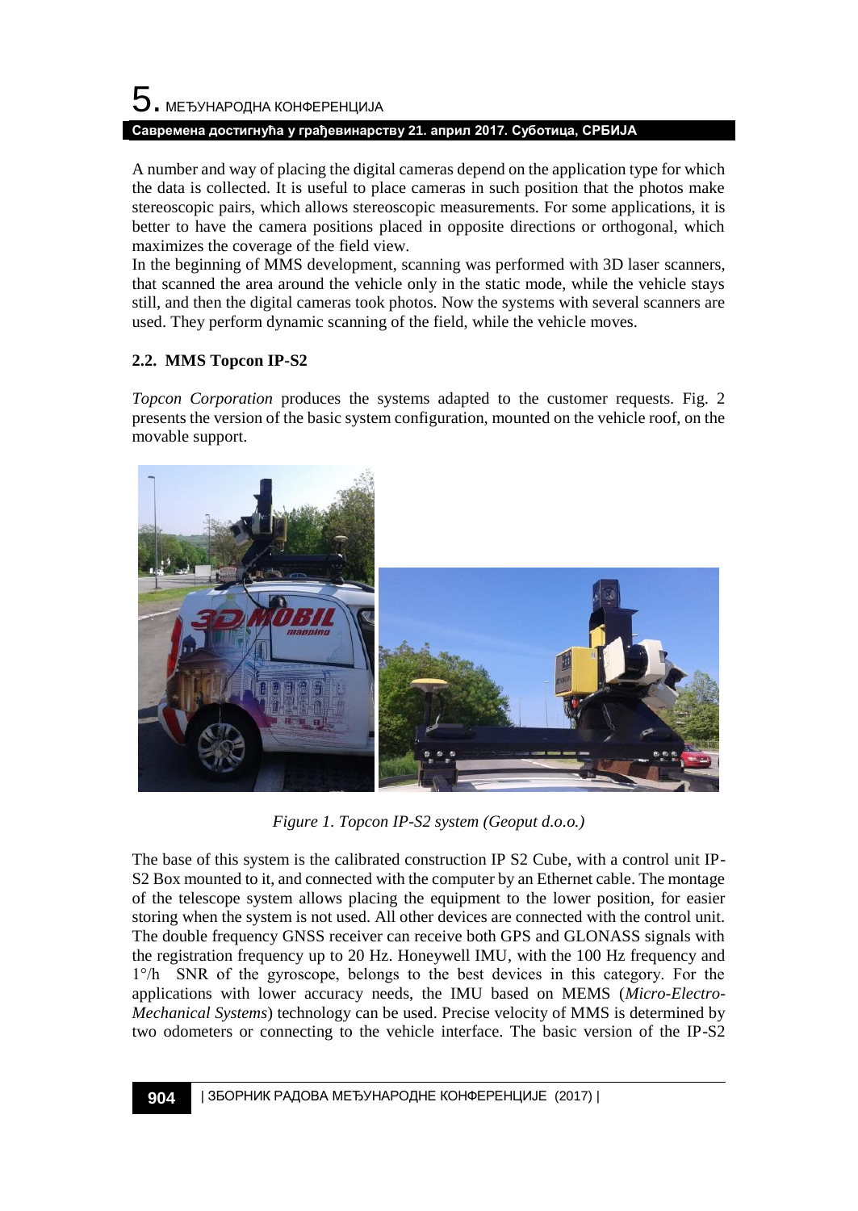A number and way of placing the digital cameras depend on the application type for which the data is collected. It is useful to place cameras in such position that the photos make stereoscopic pairs, which allows stereoscopic measurements. For some applications, it is better to have the camera positions placed in opposite directions or orthogonal, which maximizes the coverage of the field view.
In the beginning of MMS development, scanning was performed with 3D laser scanners, that scanned the area around the vehicle only in the static mode, while the vehicle stays still, and then the digital cameras took photos. Now the systems with several scanners are used. They perform dynamic scanning of the field, while the vehicle moves.

### 2.2. MMS Topcon IP-S2

*Topcon Corporation* produces the systems adapted to the customer requests. Fig. 2 presents the version of the basic system configuration, mounted on the vehicle roof, on the movable support.

*Figure 1. Topcon IP-S2 system (Geoput d.o.o.)*

The base of this system is the calibrated construction IP S2 Cube, with a control unit IP-S2 Box mounted to it, and connected with the computer by an Ethernet cable. The montage of the telescope system allows placing the equipment to the lower position, for easier storing when the system is not used. All other devices are connected with the control unit. The double frequency GNSS receiver can receive both GPS and GLONASS signals with the registration frequency up to 20 Hz. Honeywell IMU, with the 100 Hz frequency and 1°/h SNR of the gyroscope, belongs to the best devices in this category. For the applications with lower accuracy needs, the IMU based on MEMS (*Micro-Electro-Mechanical Systems*) technology can be used. Precise velocity of MMS is determined by two odometers or connecting to the vehicle interface. The basic version of the IP-S2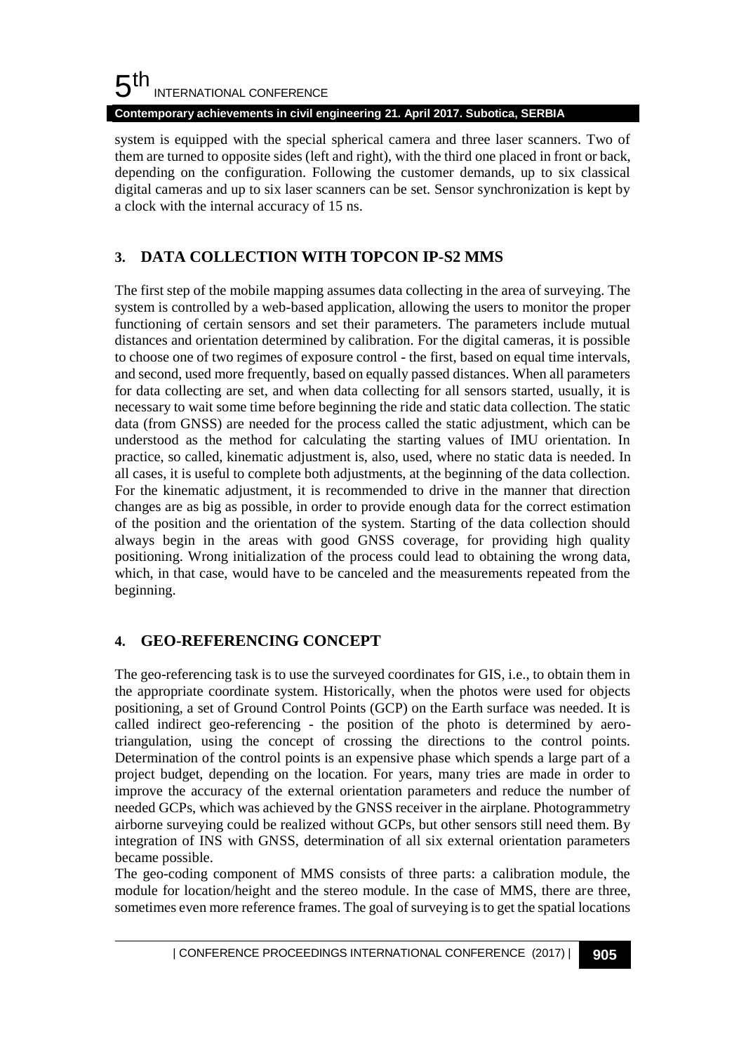system is equipped with the special spherical camera and three laser scanners. Two of them are turned to opposite sides (left and right), with the third one placed in front or back, depending on the configuration. Following the customer demands, up to six classical digital cameras and up to six laser scanners can be set. Sensor synchronization is kept by a clock with the internal accuracy of 15 ns.

## 3. DATA COLLECTION WITH TOPCON IP-S2 MMS

The first step of the mobile mapping assumes data collecting in the area of surveying. The system is controlled by a web-based application, allowing the users to monitor the proper functioning of certain sensors and set their parameters. The parameters include mutual distances and orientation determined by calibration. For the digital cameras, it is possible to choose one of two regimes of exposure control - the first, based on equal time intervals, and second, used more frequently, based on equally passed distances. When all parameters for data collecting are set, and when data collecting for all sensors started, usually, it is necessary to wait some time before beginning the ride and static data collection. The static data (from GNSS) are needed for the process called the static adjustment, which can be understood as the method for calculating the starting values of IMU orientation. In practice, so called, kinematic adjustment is, also, used, where no static data is needed. In all cases, it is useful to complete both adjustments, at the beginning of the data collection. For the kinematic adjustment, it is recommended to drive in the manner that direction changes are as big as possible, in order to provide enough data for the correct estimation of the position and the orientation of the system. Starting of the data collection should always begin in the areas with good GNSS coverage, for providing high quality positioning. Wrong initialization of the process could lead to obtaining the wrong data, which, in that case, would have to be canceled and the measurements repeated from the beginning.

## 4. GEO-REFERENCING CONCEPT

The geo-referencing task is to use the surveyed coordinates for GIS, i.e., to obtain them in the appropriate coordinate system. Historically, when the photos were used for objects positioning, a set of Ground Control Points (GCP) on the Earth surface was needed. It is called indirect geo-referencing - the position of the photo is determined by aero-triangulation, using the concept of crossing the directions to the control points. Determination of the control points is an expensive phase which spends a large part of a project budget, depending on the location. For years, many tries are made in order to improve the accuracy of the external orientation parameters and reduce the number of needed GCPs, which was achieved by the GNSS receiver in the airplane. Photogrammetry airborne surveying could be realized without GCPs, but other sensors still need them. By integration of INS with GNSS, determination of all six external orientation parameters became possible.

The geo-coding component of MMS consists of three parts: a calibration module, the module for location/height and the stereo module. In the case of MMS, there are three, sometimes even more reference frames. The goal of surveying is to get the spatial locations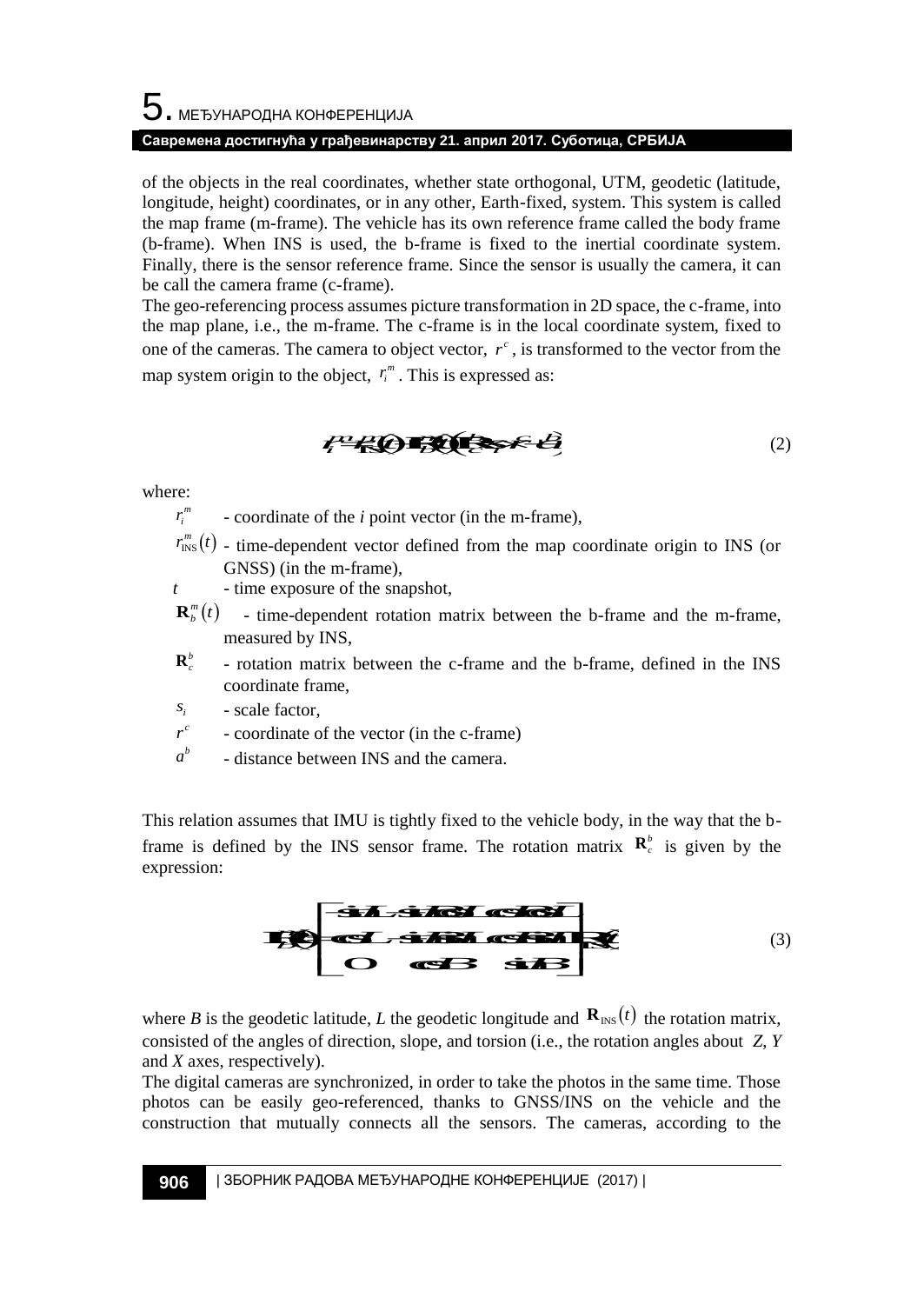of the objects in the real coordinates, whether state orthogonal, UTM, geodetic (latitude, longitude, height) coordinates, or in any other, Earth-fixed, system. This system is called the map frame (m-frame). The vehicle has its own reference frame called the body frame (b-frame). When INS is used, the b-frame is fixed to the inertial coordinate system. Finally, there is the sensor reference frame. Since the sensor is usually the camera, it can be call the camera frame (c-frame).

The geo-referencing process assumes picture transformation in 2D space, the c-frame, into the map plane, i.e., the m-frame. The c-frame is in the local coordinate system, fixed to one of the cameras. The camera to object vector, $r^c$, is transformed to the vector from the map system origin to the object, $r_i^m$. This is expressed as:

$$r_i^m = r_{\mathrm{INS}}^m(t) + \mathbf{R}_b^m(t)\left(s_i \mathbf{R}_c^b r^c + a^b\right) \tag{2}$$

where:

- $r_i^m$ - coordinate of the $i$ point vector (in the m-frame),
- $r_{\mathrm{INS}}^m(t)$ - time-dependent vector defined from the map coordinate origin to INS (or GNSS) (in the m-frame),
- $t$ - time exposure of the snapshot,
- $\mathbf{R}_b^m(t)$ - time-dependent rotation matrix between the b-frame and the m-frame, measured by INS,
- $\mathbf{R}_c^b$ - rotation matrix between the c-frame and the b-frame, defined in the INS coordinate frame,
- $s_i$ - scale factor,
- $r^c$ - coordinate of the vector (in the c-frame)
- $a^b$ - distance between INS and the camera.

This relation assumes that IMU is tightly fixed to the vehicle body, in the way that the b-frame is defined by the INS sensor frame. The rotation matrix $\mathbf{R}_c^b$ is given by the expression:

$$\mathbf{R}_b^m(t) = \begin{bmatrix} -\sin L & -\sin B \cos L & \cos B \cos L \\ \cos L & -\sin B \sin L & \cos B \sin L \\ 0 & \cos B & \sin B \end{bmatrix} \mathbf{R}_{\mathrm{INS}}(t) \tag{3}$$

where $B$ is the geodetic latitude, $L$ the geodetic longitude and $\mathbf{R}_{\mathrm{INS}}(t)$ the rotation matrix, consisted of the angles of direction, slope, and torsion (i.e., the rotation angles about $Z$, $Y$ and $X$ axes, respectively).

The digital cameras are synchronized, in order to take the photos in the same time. Those photos can be easily geo-referenced, thanks to GNSS/INS on the vehicle and the construction that mutually connects all the sensors. The cameras, according to the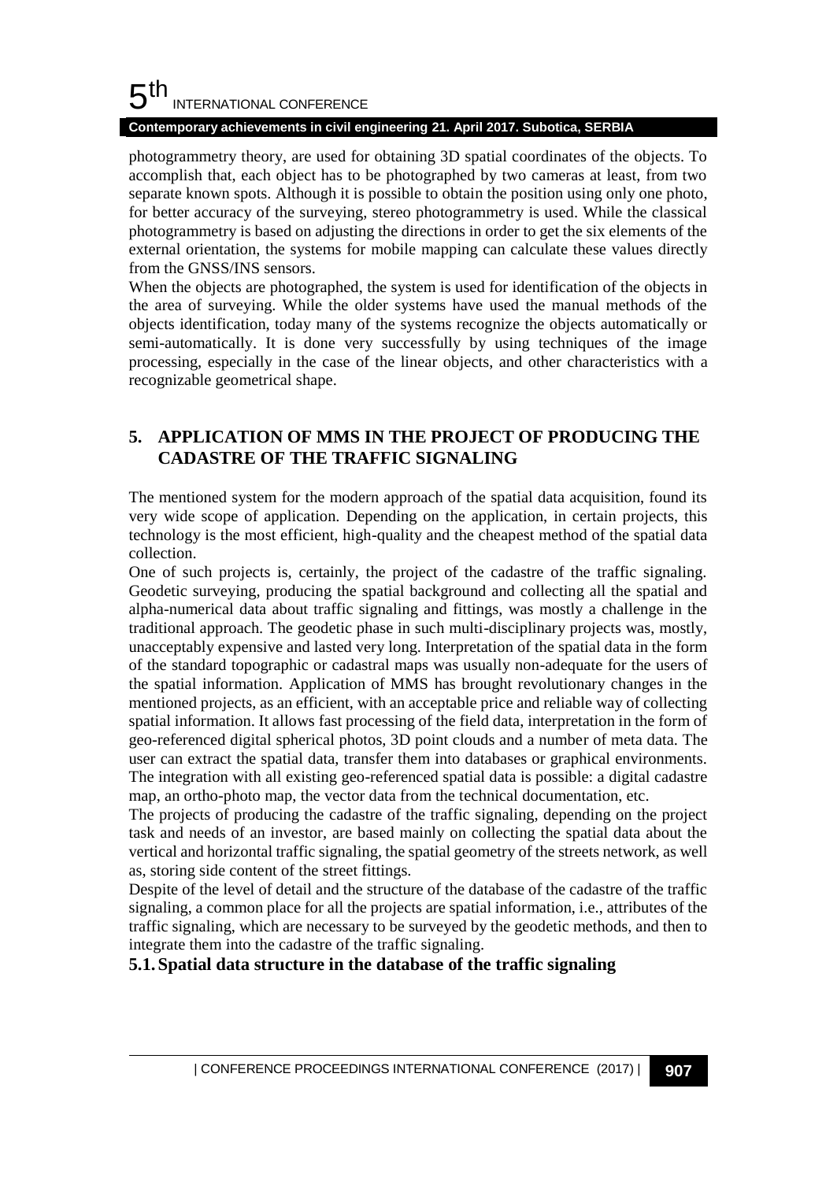photogrammetry theory, are used for obtaining 3D spatial coordinates of the objects. To accomplish that, each object has to be photographed by two cameras at least, from two separate known spots. Although it is possible to obtain the position using only one photo, for better accuracy of the surveying, stereo photogrammetry is used. While the classical photogrammetry is based on adjusting the directions in order to get the six elements of the external orientation, the systems for mobile mapping can calculate these values directly from the GNSS/INS sensors.

When the objects are photographed, the system is used for identification of the objects in the area of surveying. While the older systems have used the manual methods of the objects identification, today many of the systems recognize the objects automatically or semi-automatically. It is done very successfully by using techniques of the image processing, especially in the case of the linear objects, and other characteristics with a recognizable geometrical shape.

## 5. APPLICATION OF MMS IN THE PROJECT OF PRODUCING THE CADASTRE OF THE TRAFFIC SIGNALING

The mentioned system for the modern approach of the spatial data acquisition, found its very wide scope of application. Depending on the application, in certain projects, this technology is the most efficient, high-quality and the cheapest method of the spatial data collection.

One of such projects is, certainly, the project of the cadastre of the traffic signaling. Geodetic surveying, producing the spatial background and collecting all the spatial and alpha-numerical data about traffic signaling and fittings, was mostly a challenge in the traditional approach. The geodetic phase in such multi-disciplinary projects was, mostly, unacceptably expensive and lasted very long. Interpretation of the spatial data in the form of the standard topographic or cadastral maps was usually non-adequate for the users of the spatial information. Application of MMS has brought revolutionary changes in the mentioned projects, as an efficient, with an acceptable price and reliable way of collecting spatial information. It allows fast processing of the field data, interpretation in the form of geo-referenced digital spherical photos, 3D point clouds and a number of meta data. The user can extract the spatial data, transfer them into databases or graphical environments. The integration with all existing geo-referenced spatial data is possible: a digital cadastre map, an ortho-photo map, the vector data from the technical documentation, etc.

The projects of producing the cadastre of the traffic signaling, depending on the project task and needs of an investor, are based mainly on collecting the spatial data about the vertical and horizontal traffic signaling, the spatial geometry of the streets network, as well as, storing side content of the street fittings.

Despite of the level of detail and the structure of the database of the cadastre of the traffic signaling, a common place for all the projects are spatial information, i.e., attributes of the traffic signaling, which are necessary to be surveyed by the geodetic methods, and then to integrate them into the cadastre of the traffic signaling.

### 5.1. Spatial data structure in the database of the traffic signaling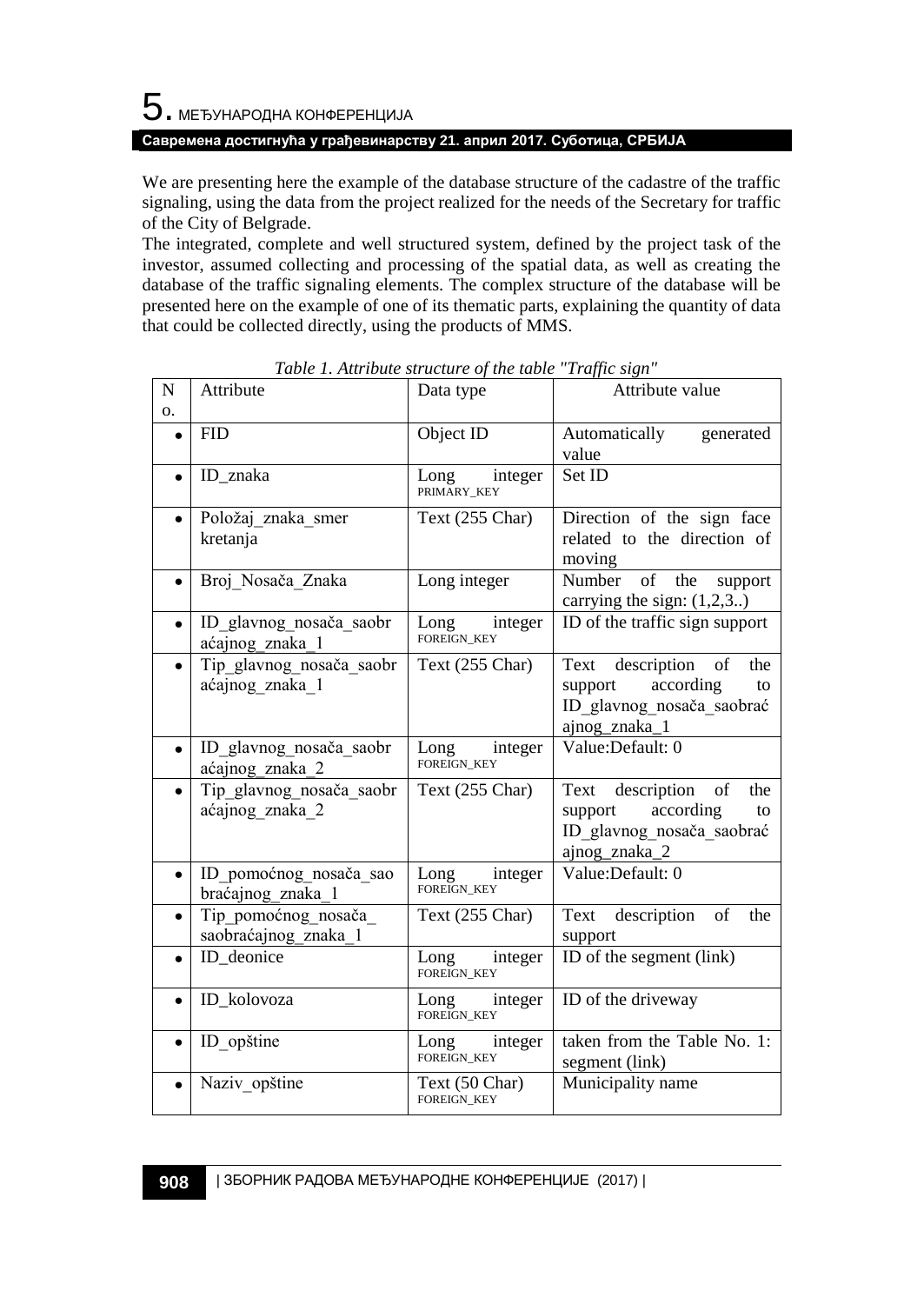We are presenting here the example of the database structure of the cadastre of the traffic signaling, using the data from the project realized for the needs of the Secretary for traffic of the City of Belgrade.

The integrated, complete and well structured system, defined by the project task of the investor, assumed collecting and processing of the spatial data, as well as creating the database of the traffic signaling elements. The complex structure of the database will be presented here on the example of one of its thematic parts, explaining the quantity of data that could be collected directly, using the products of MMS.

*Table 1. Attribute structure of the table "Traffic sign"*

| No. | Attribute | Data type | Attribute value |
|---|---|---|---|
| • | FID | Object ID | Automatically generated value |
| • | ID_znaka | Long integer PRIMARY_KEY | Set ID |
| • | Položaj_znaka_smer kretanja | Text (255 Char) | Direction of the sign face related to the direction of moving |
| • | Broj_Nosača_Znaka | Long integer | Number of the support carrying the sign: (1,2,3..) |
| • | ID_glavnog_nosača_saobraćajnog_znaka_1 | Long integer FOREIGN_KEY | ID of the traffic sign support |
| • | Tip_glavnog_nosača_saobraćajnog_znaka_1 | Text (255 Char) | Text description of the support according to ID_glavnog_nosača_saobraćajnog_znaka_1 |
| • | ID_glavnog_nosača_saobraćajnog_znaka_2 | Long integer FOREIGN_KEY | Value:Default: 0 |
| • | Tip_glavnog_nosača_saobraćajnog_znaka_2 | Text (255 Char) | Text description of the support according to ID_glavnog_nosača_saobraćajnog_znaka_2 |
| • | ID_pomoćnog_nosača_saobraćajnog_znaka_1 | Long integer FOREIGN_KEY | Value:Default: 0 |
| • | Tip_pomoćnog_nosača_ saobraćajnog_znaka_1 | Text (255 Char) | Text description of the support |
| • | ID_deonice | Long integer FOREIGN_KEY | ID of the segment (link) |
| • | ID_kolovoza | Long integer FOREIGN_KEY | ID of the driveway |
| • | ID_opštine | Long integer FOREIGN_KEY | taken from the Table No. 1: segment (link) |
| • | Naziv_opštine | Text (50 Char) FOREIGN_KEY | Municipality name |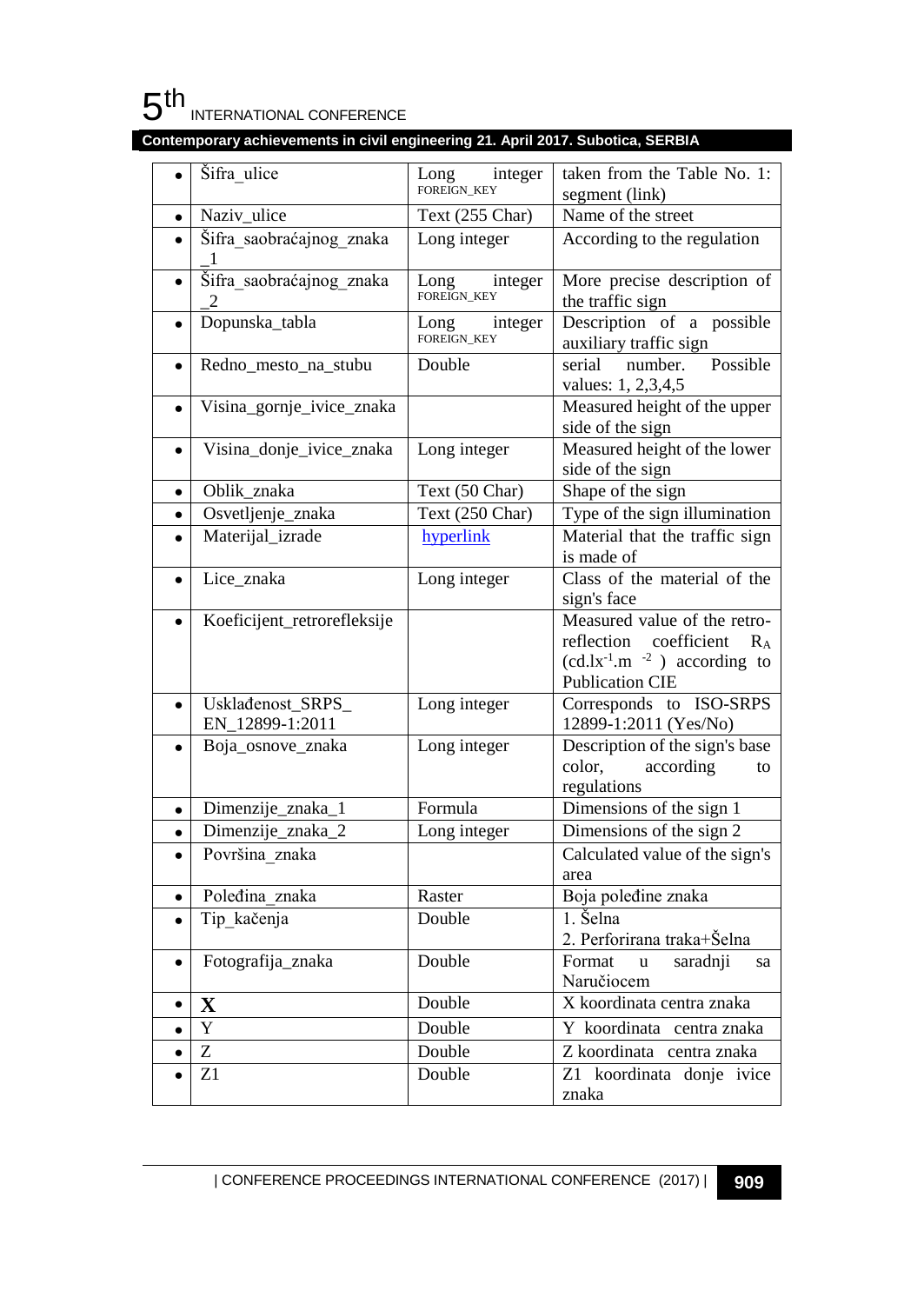| | | | |
|---|---|---|---|
| • | Šifra_ulice | Long integer FOREIGN_KEY | taken from the Table No. 1: segment (link) |
| • | Naziv_ulice | Text (255 Char) | Name of the street |
| • | Šifra_saobraćajnog_znaka_1 | Long integer | According to the regulation |
| • | Šifra_saobraćajnog_znaka_2 | Long integer FOREIGN_KEY | More precise description of the traffic sign |
| • | Dopunska_tabla | Long integer FOREIGN_KEY | Description of a possible auxiliary traffic sign |
| • | Redno_mesto_na_stubu | Double | serial number. Possible values: 1, 2,3,4,5 |
| • | Visina_gornje_ivice_znaka | | Measured height of the upper side of the sign |
| • | Visina_donje_ivice_znaka | Long integer | Measured height of the lower side of the sign |
| • | Oblik_znaka | Text (50 Char) | Shape of the sign |
| • | Osvetljenje_znaka | Text (250 Char) | Type of the sign illumination |
| • | Materijal_izrade | hyperlink | Material that the traffic sign is made of |
| • | Lice_znaka | Long integer | Class of the material of the sign's face |
| • | Koeficijent_retrorefleksije | | Measured value of the retro-reflection coefficient $R_A$ ($cd.lx^{-1}.m^{-2}$) according to Publication CIE |
| • | Usklađenost_SRPS_ EN_12899-1:2011 | Long integer | Corresponds to ISO-SRPS 12899-1:2011 (Yes/No) |
| • | Boja_osnove_znaka | Long integer | Description of the sign's base color, according to regulations |
| • | Dimenzije_znaka_1 | Formula | Dimensions of the sign 1 |
| • | Dimenzije_znaka_2 | Long integer | Dimensions of the sign 2 |
| • | Površina_znaka | | Calculated value of the sign's area |
| • | Poleđina_znaka | Raster | Boja poleđine znaka |
| • | Tip_kačenja | Double | 1. Šelna<br>2. Perforirana traka+Šelna |
| • | Fotografija_znaka | Double | Format u saradnji sa Naručiocem |
| • | **X** | Double | X koordinata centra znaka |
| • | Y | Double | Y koordinata centra znaka |
| • | Z | Double | Z koordinata centra znaka |
| • | Z1 | Double | Z1 koordinata donje ivice znaka |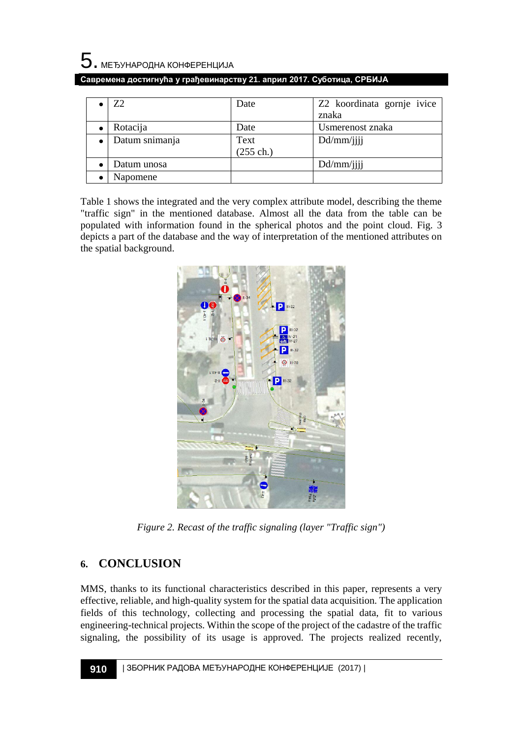| | | | |
|---|---|---|---|
| • | Z2 | Date | Z2 koordinata gornje ivice znaka |
| • | Rotacija | Date | Usmerenost znaka |
| • | Datum snimanja | Text (255 ch.) | Dd/mm/jjjj |
| • | Datum unosa | | Dd/mm/jjjj |
| • | Napomene | | |

Table 1 shows the integrated and the very complex attribute model, describing the theme "traffic sign" in the mentioned database. Almost all the data from the table can be populated with information found in the spherical photos and the point cloud. Fig. 3 depicts a part of the database and the way of interpretation of the mentioned attributes on the spatial background.

*Figure 2. Recast of the traffic signaling (layer "Traffic sign")*

## 6. CONCLUSION

MMS, thanks to its functional characteristics described in this paper, represents a very effective, reliable, and high-quality system for the spatial data acquisition. The application fields of this technology, collecting and processing the spatial data, fit to various engineering-technical projects. Within the scope of the project of the cadastre of the traffic signaling, the possibility of its usage is approved. The projects realized recently,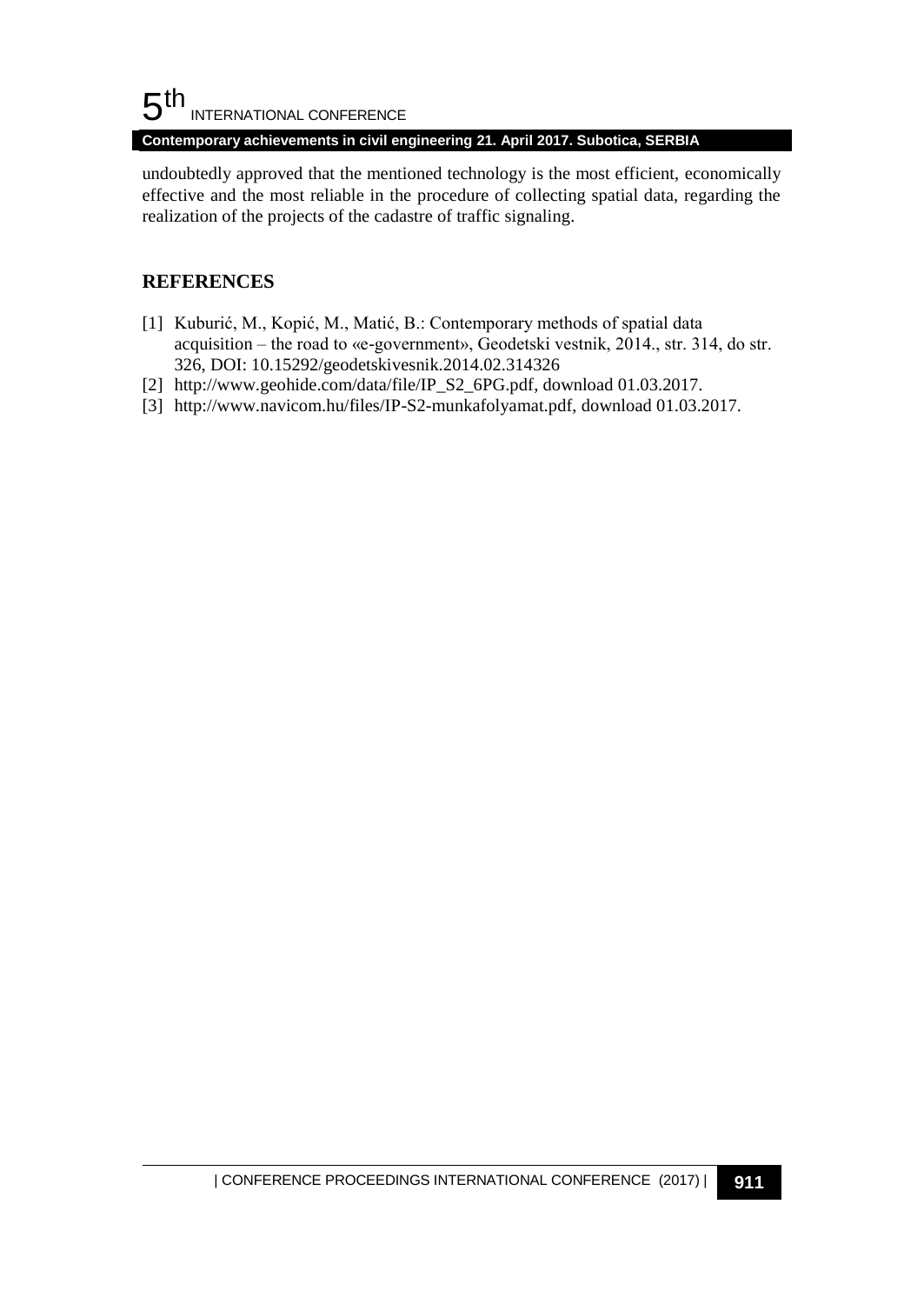undoubtedly approved that the mentioned technology is the most efficient, economically effective and the most reliable in the procedure of collecting spatial data, regarding the realization of the projects of the cadastre of traffic signaling.

## REFERENCES

[1] Kuburić, M., Kopić, M., Matić, B.: Contemporary methods of spatial data acquisition – the road to «e-government», Geodetski vestnik, 2014., str. 314, do str. 326, DOI: 10.15292/geodetskivesnik.2014.02.314326

[2] http://www.geohide.com/data/file/IP_S2_6PG.pdf, download 01.03.2017.

[3] http://www.navicom.hu/files/IP-S2-munkafolyamat.pdf, download 01.03.2017.